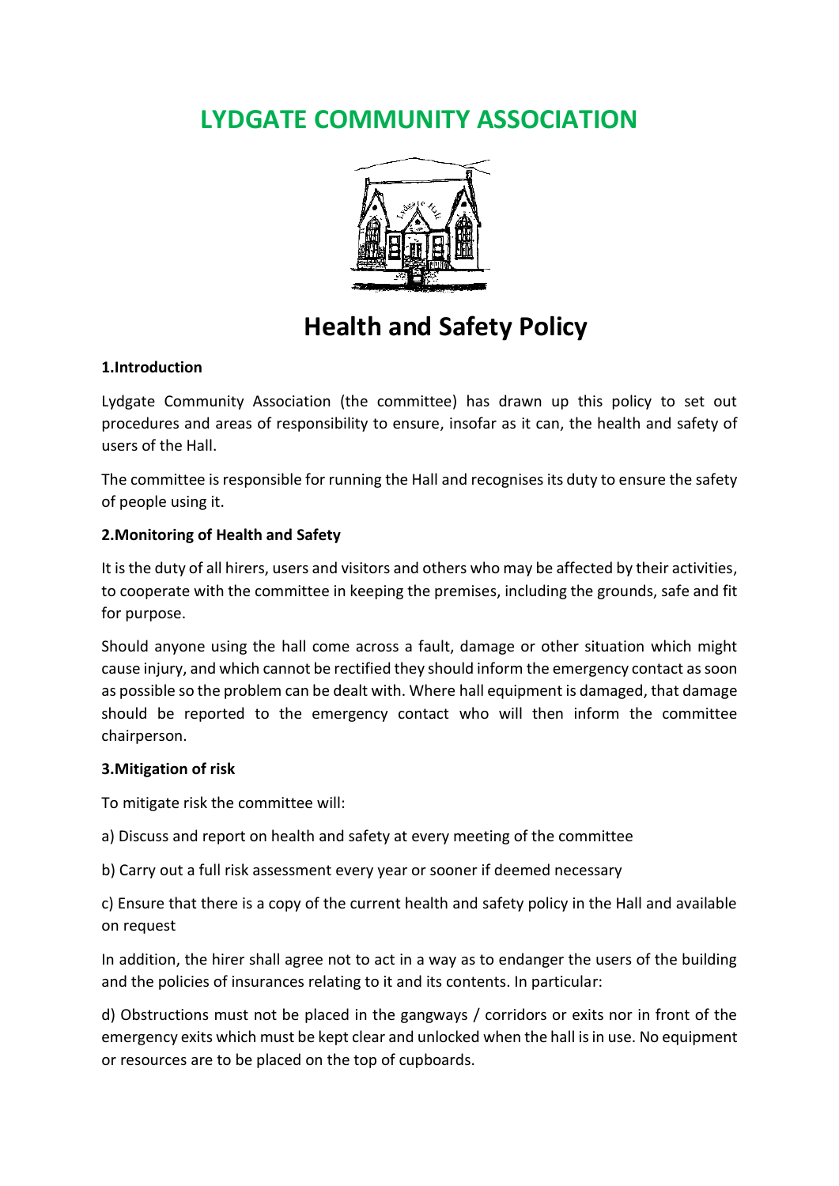# LYDGATE COMMUNITY ASSOCIATION

## Health and Safety Policy

### 1.Introduction

Lydgate Community Association (the committee) has drawn up this policy to set out procedures and areas of responsibility to ensure, insofar as it can, the health and safety of users of the Hall.

The committee is responsible for running the Hall and recognises its duty to ensure the safety of people using it.

### 2.Monitoring of Health and Safety

It is the duty of all hirers, users and visitors and others who may be affected by their activities, to cooperate with the committee in keeping the premises, including the grounds, safe and fit for purpose.

Should anyone using the hall come across a fault, damage or other situation which might cause injury, and which cannot be rectified they should inform the emergency contact as soon as possible so the problem can be dealt with. Where hall equipment is damaged, that damage should be reported to the emergency contact who will then inform the committee chairperson.

### 3.Mitigation of risk

To mitigate risk the committee will:

a) Discuss and report on health and safety at every meeting of the committee

b) Carry out a full risk assessment every year or sooner if deemed necessary

c) Ensure that there is a copy of the current health and safety policy in the Hall and available on request

In addition, the hirer shall agree not to act in a way as to endanger the users of the building and the policies of insurances relating to it and its contents. In particular:

d) Obstructions must not be placed in the gangways / corridors or exits nor in front of the emergency exits which must be kept clear and unlocked when the hall is in use. No equipment or resources are to be placed on the top of cupboards.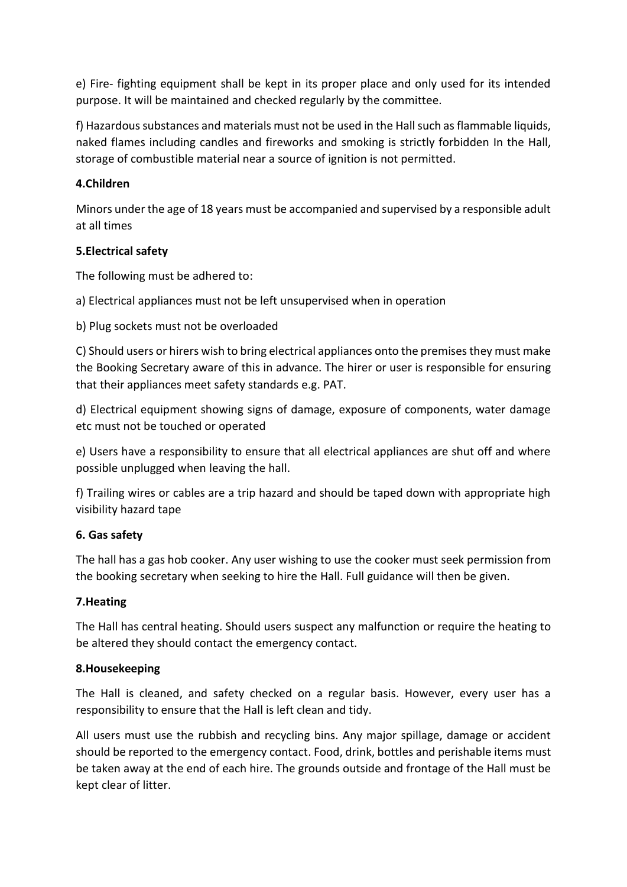e) Fire- fighting equipment shall be kept in its proper place and only used for its intended purpose. It will be maintained and checked regularly by the committee.

f) Hazardous substances and materials must not be used in the Hall such as flammable liquids, naked flames including candles and fireworks and smoking is strictly forbidden In the Hall, storage of combustible material near a source of ignition is not permitted.

**4.Children**

Minors under the age of 18 years must be accompanied and supervised by a responsible adult at all times

**5.Electrical safety**

The following must be adhered to:

a) Electrical appliances must not be left unsupervised when in operation

b) Plug sockets must not be overloaded

C) Should users or hirers wish to bring electrical appliances onto the premises they must make the Booking Secretary aware of this in advance. The hirer or user is responsible for ensuring that their appliances meet safety standards e.g. PAT.

d) Electrical equipment showing signs of damage, exposure of components, water damage etc must not be touched or operated

e) Users have a responsibility to ensure that all electrical appliances are shut off and where possible unplugged when leaving the hall.

f) Trailing wires or cables are a trip hazard and should be taped down with appropriate high visibility hazard tape

**6. Gas safety**

The hall has a gas hob cooker. Any user wishing to use the cooker must seek permission from the booking secretary when seeking to hire the Hall. Full guidance will then be given.

**7.Heating**

The Hall has central heating. Should users suspect any malfunction or require the heating to be altered they should contact the emergency contact.

**8.Housekeeping**

The Hall is cleaned, and safety checked on a regular basis. However, every user has a responsibility to ensure that the Hall is left clean and tidy.

All users must use the rubbish and recycling bins. Any major spillage, damage or accident should be reported to the emergency contact. Food, drink, bottles and perishable items must be taken away at the end of each hire. The grounds outside and frontage of the Hall must be kept clear of litter.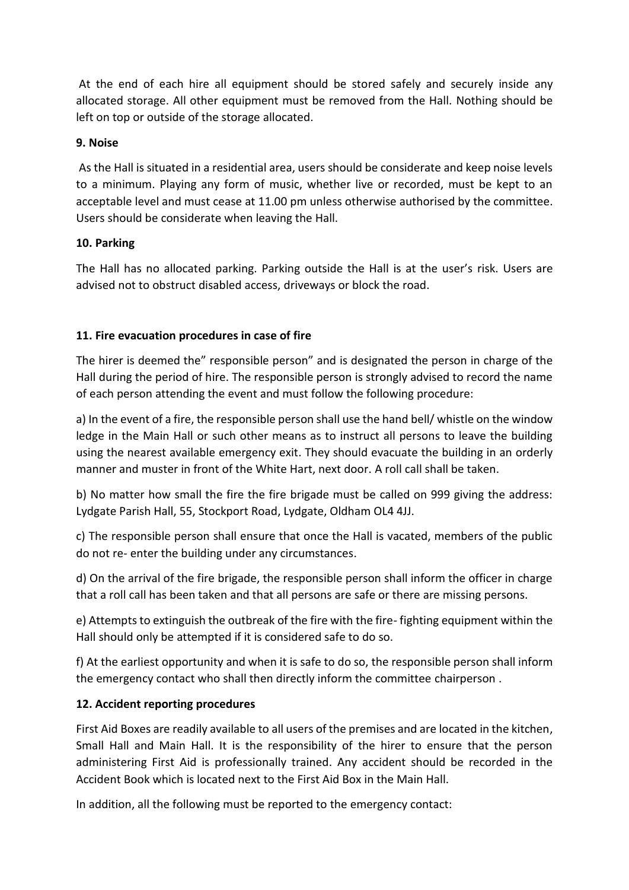At the end of each hire all equipment should be stored safely and securely inside any allocated storage. All other equipment must be removed from the Hall. Nothing should be left on top or outside of the storage allocated.

**9. Noise**

As the Hall is situated in a residential area, users should be considerate and keep noise levels to a minimum. Playing any form of music, whether live or recorded, must be kept to an acceptable level and must cease at 11.00 pm unless otherwise authorised by the committee. Users should be considerate when leaving the Hall.

**10. Parking**

The Hall has no allocated parking. Parking outside the Hall is at the user's risk. Users are advised not to obstruct disabled access, driveways or block the road.

**11. Fire evacuation procedures in case of fire**

The hirer is deemed the" responsible person" and is designated the person in charge of the Hall during the period of hire. The responsible person is strongly advised to record the name of each person attending the event and must follow the following procedure:

a) In the event of a fire, the responsible person shall use the hand bell/ whistle on the window ledge in the Main Hall or such other means as to instruct all persons to leave the building using the nearest available emergency exit. They should evacuate the building in an orderly manner and muster in front of the White Hart, next door. A roll call shall be taken.

b) No matter how small the fire the fire brigade must be called on 999 giving the address: Lydgate Parish Hall, 55, Stockport Road, Lydgate, Oldham OL4 4JJ.

c) The responsible person shall ensure that once the Hall is vacated, members of the public do not re- enter the building under any circumstances.

d) On the arrival of the fire brigade, the responsible person shall inform the officer in charge that a roll call has been taken and that all persons are safe or there are missing persons.

e) Attempts to extinguish the outbreak of the fire with the fire- fighting equipment within the Hall should only be attempted if it is considered safe to do so.

f) At the earliest opportunity and when it is safe to do so, the responsible person shall inform the emergency contact who shall then directly inform the committee chairperson .

**12. Accident reporting procedures**

First Aid Boxes are readily available to all users of the premises and are located in the kitchen, Small Hall and Main Hall. It is the responsibility of the hirer to ensure that the person administering First Aid is professionally trained. Any accident should be recorded in the Accident Book which is located next to the First Aid Box in the Main Hall.

In addition, all the following must be reported to the emergency contact: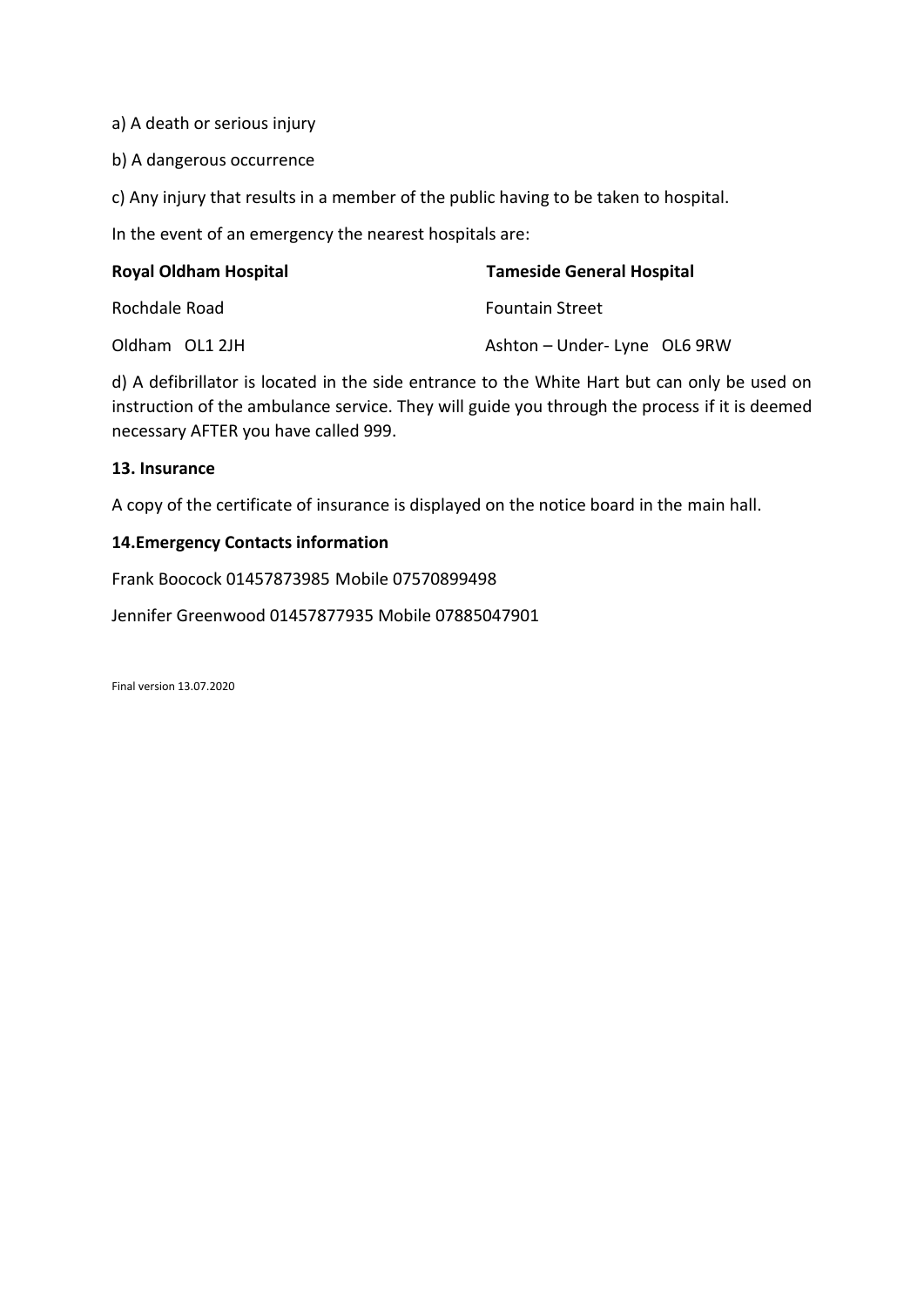a) A death or serious injury

b) A dangerous occurrence

c) Any injury that results in a member of the public having to be taken to hospital.

In the event of an emergency the nearest hospitals are:

| **Royal Oldham Hospital** | **Tameside General Hospital** |
|---|---|
| Rochdale Road | Fountain Street |
| Oldham OL1 2JH | Ashton – Under- Lyne OL6 9RW |

d) A defibrillator is located in the side entrance to the White Hart but can only be used on instruction of the ambulance service. They will guide you through the process if it is deemed necessary AFTER you have called 999.

**13. Insurance**

A copy of the certificate of insurance is displayed on the notice board in the main hall.

**14.Emergency Contacts information**

Frank Boocock 01457873985 Mobile 07570899498

Jennifer Greenwood 01457877935 Mobile 07885047901

Final version 13.07.2020